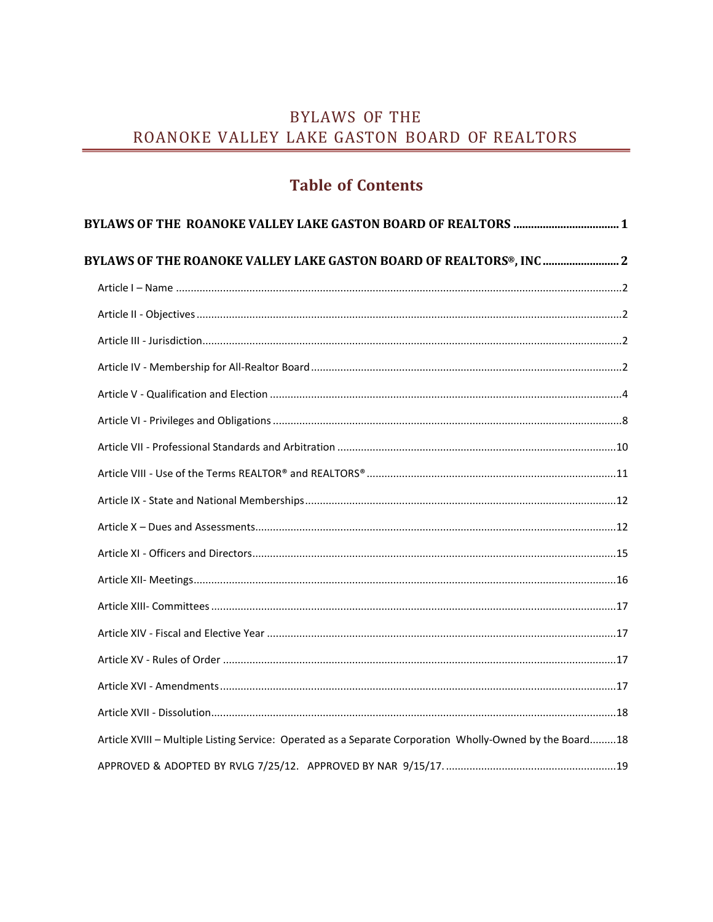# BYLAWS OF THE ROANOKE VALLEY LAKE GASTON BOARD OF REALTORS

## Table of Contents

**BYLAWS OF THE ROANOKE VALLEY LAKE GASTON BOARD OF REALTORS .................................... 1**

**BYLAWS OF THE ROANOKE VALLEY LAKE GASTON BOARD OF REALTORS®, INC .......................... 2**

- Article I – Name ........................................................................................................................................2
- Article II - Objectives ..................................................................................................................................2
- Article III - Jurisdiction.................................................................................................................................2
- Article IV - Membership for All-Realtor Board .............................................................................................2
- Article V - Qualification and Election ..........................................................................................................4
- Article VI - Privileges and Obligations .........................................................................................................8
- Article VII - Professional Standards and Arbitration ..................................................................................10
- Article VIII - Use of the Terms REALTOR® and REALTORS® .....................................................................11
- Article IX - State and National Memberships..............................................................................................12
- Article X – Dues and Assessments..............................................................................................................12
- Article XI - Officers and Directors...............................................................................................................15
- Article XII- Meetings...................................................................................................................................16
- Article XIII- Committees .............................................................................................................................17
- Article XIV - Fiscal and Elective Year ..........................................................................................................17
- Article XV - Rules of Order .........................................................................................................................17
- Article XVI - Amendments..........................................................................................................................17
- Article XVII - Dissolution.............................................................................................................................18
- Article XVIII – Multiple Listing Service: Operated as a Separate Corporation Wholly-Owned by the Board.........18
- APPROVED & ADOPTED BY RVLG 7/25/12. APPROVED BY NAR 9/15/17. ..........................................................19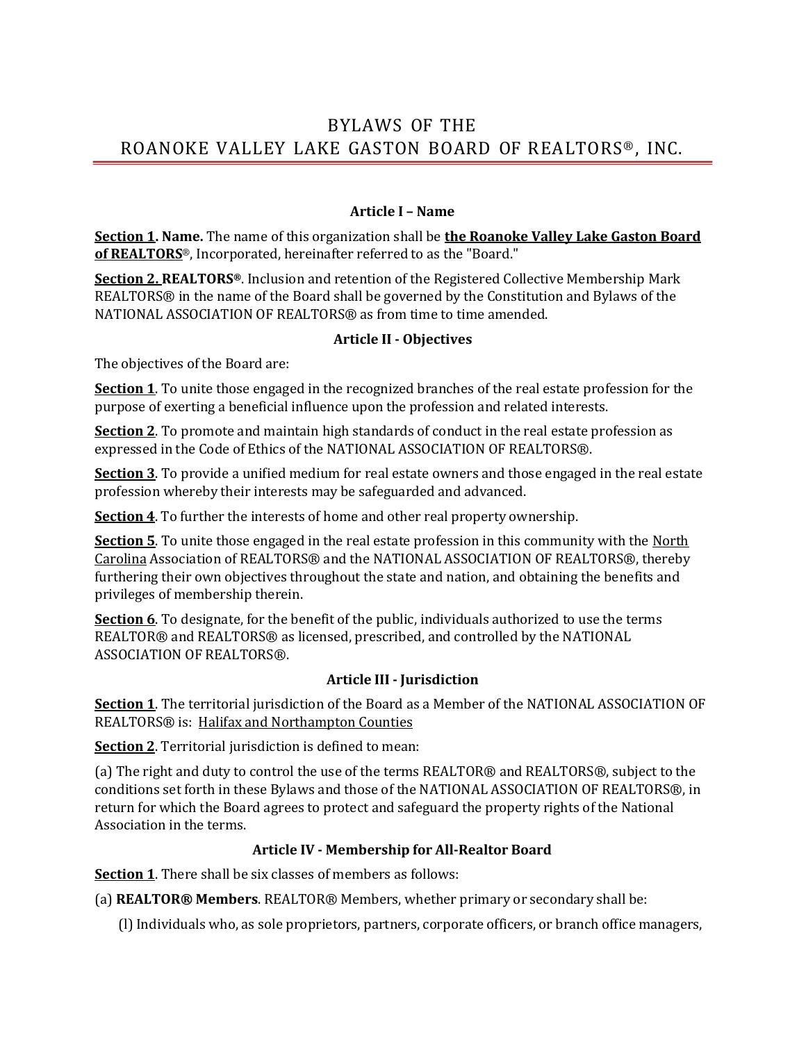# BYLAWS OF THE ROANOKE VALLEY LAKE GASTON BOARD OF REALTORS®, INC.

### Article I – Name

**Section 1. Name.** The name of this organization shall be **the Roanoke Valley Lake Gaston Board of REALTORS®**, Incorporated, hereinafter referred to as the "Board."

**Section 2. REALTORS®**. Inclusion and retention of the Registered Collective Membership Mark REALTORS® in the name of the Board shall be governed by the Constitution and Bylaws of the NATIONAL ASSOCIATION OF REALTORS® as from time to time amended.

### Article II - Objectives

The objectives of the Board are:

**Section 1**. To unite those engaged in the recognized branches of the real estate profession for the purpose of exerting a beneficial influence upon the profession and related interests.

**Section 2**. To promote and maintain high standards of conduct in the real estate profession as expressed in the Code of Ethics of the NATIONAL ASSOCIATION OF REALTORS®.

**Section 3**. To provide a unified medium for real estate owners and those engaged in the real estate profession whereby their interests may be safeguarded and advanced.

**Section 4**. To further the interests of home and other real property ownership.

**Section 5**. To unite those engaged in the real estate profession in this community with the North Carolina Association of REALTORS® and the NATIONAL ASSOCIATION OF REALTORS®, thereby furthering their own objectives throughout the state and nation, and obtaining the benefits and privileges of membership therein.

**Section 6**. To designate, for the benefit of the public, individuals authorized to use the terms REALTOR® and REALTORS® as licensed, prescribed, and controlled by the NATIONAL ASSOCIATION OF REALTORS®.

### Article III - Jurisdiction

**Section 1**. The territorial jurisdiction of the Board as a Member of the NATIONAL ASSOCIATION OF REALTORS® is: Halifax and Northampton Counties

**Section 2**. Territorial jurisdiction is defined to mean:

(a) The right and duty to control the use of the terms REALTOR® and REALTORS®, subject to the conditions set forth in these Bylaws and those of the NATIONAL ASSOCIATION OF REALTORS®, in return for which the Board agrees to protect and safeguard the property rights of the National Association in the terms.

### Article IV - Membership for All-Realtor Board

**Section 1**. There shall be six classes of members as follows:

(a) **REALTOR® Members**. REALTOR® Members, whether primary or secondary shall be:

(l) Individuals who, as sole proprietors, partners, corporate officers, or branch office managers,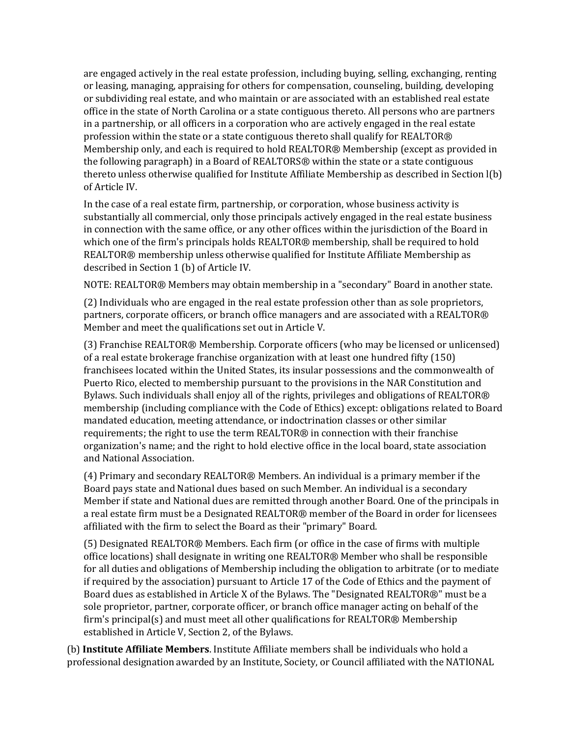are engaged actively in the real estate profession, including buying, selling, exchanging, renting or leasing, managing, appraising for others for compensation, counseling, building, developing or subdividing real estate, and who maintain or are associated with an established real estate office in the state of North Carolina or a state contiguous thereto. All persons who are partners in a partnership, or all officers in a corporation who are actively engaged in the real estate profession within the state or a state contiguous thereto shall qualify for REALTOR® Membership only, and each is required to hold REALTOR® Membership (except as provided in the following paragraph) in a Board of REALTORS® within the state or a state contiguous thereto unless otherwise qualified for Institute Affiliate Membership as described in Section l(b) of Article IV.

In the case of a real estate firm, partnership, or corporation, whose business activity is substantially all commercial, only those principals actively engaged in the real estate business in connection with the same office, or any other offices within the jurisdiction of the Board in which one of the firm's principals holds REALTOR® membership, shall be required to hold REALTOR® membership unless otherwise qualified for Institute Affiliate Membership as described in Section 1 (b) of Article IV.

NOTE: REALTOR® Members may obtain membership in a "secondary" Board in another state.

(2) Individuals who are engaged in the real estate profession other than as sole proprietors, partners, corporate officers, or branch office managers and are associated with a REALTOR® Member and meet the qualifications set out in Article V.

(3) Franchise REALTOR® Membership. Corporate officers (who may be licensed or unlicensed) of a real estate brokerage franchise organization with at least one hundred fifty (150) franchisees located within the United States, its insular possessions and the commonwealth of Puerto Rico, elected to membership pursuant to the provisions in the NAR Constitution and Bylaws. Such individuals shall enjoy all of the rights, privileges and obligations of REALTOR® membership (including compliance with the Code of Ethics) except: obligations related to Board mandated education, meeting attendance, or indoctrination classes or other similar requirements; the right to use the term REALTOR® in connection with their franchise organization's name; and the right to hold elective office in the local board, state association and National Association.

(4) Primary and secondary REALTOR® Members. An individual is a primary member if the Board pays state and National dues based on such Member. An individual is a secondary Member if state and National dues are remitted through another Board. One of the principals in a real estate firm must be a Designated REALTOR® member of the Board in order for licensees affiliated with the firm to select the Board as their "primary" Board.

(5) Designated REALTOR® Members. Each firm (or office in the case of firms with multiple office locations) shall designate in writing one REALTOR® Member who shall be responsible for all duties and obligations of Membership including the obligation to arbitrate (or to mediate if required by the association) pursuant to Article 17 of the Code of Ethics and the payment of Board dues as established in Article X of the Bylaws. The "Designated REALTOR®" must be a sole proprietor, partner, corporate officer, or branch office manager acting on behalf of the firm's principal(s) and must meet all other qualifications for REALTOR® Membership established in Article V, Section 2, of the Bylaws.

(b) **Institute Affiliate Members**. Institute Affiliate members shall be individuals who hold a professional designation awarded by an Institute, Society, or Council affiliated with the NATIONAL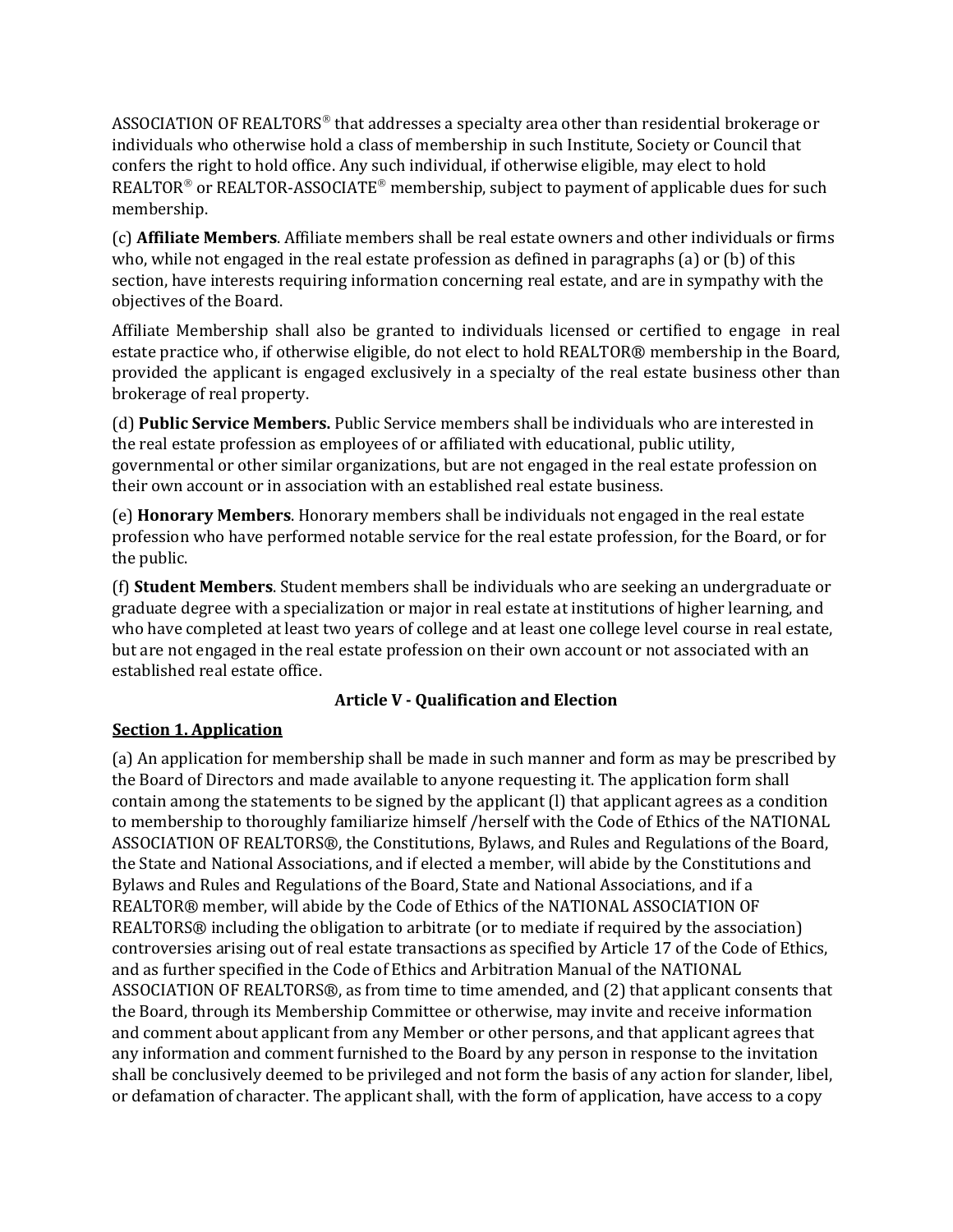ASSOCIATION OF REALTORS® that addresses a specialty area other than residential brokerage or individuals who otherwise hold a class of membership in such Institute, Society or Council that confers the right to hold office. Any such individual, if otherwise eligible, may elect to hold REALTOR® or REALTOR-ASSOCIATE® membership, subject to payment of applicable dues for such membership.

(c) **Affiliate Members**. Affiliate members shall be real estate owners and other individuals or firms who, while not engaged in the real estate profession as defined in paragraphs (a) or (b) of this section, have interests requiring information concerning real estate, and are in sympathy with the objectives of the Board.

Affiliate Membership shall also be granted to individuals licensed or certified to engage in real estate practice who, if otherwise eligible, do not elect to hold REALTOR® membership in the Board, provided the applicant is engaged exclusively in a specialty of the real estate business other than brokerage of real property.

(d) **Public Service Members.** Public Service members shall be individuals who are interested in the real estate profession as employees of or affiliated with educational, public utility, governmental or other similar organizations, but are not engaged in the real estate profession on their own account or in association with an established real estate business.

(e) **Honorary Members**. Honorary members shall be individuals not engaged in the real estate profession who have performed notable service for the real estate profession, for the Board, or for the public.

(f) **Student Members**. Student members shall be individuals who are seeking an undergraduate or graduate degree with a specialization or major in real estate at institutions of higher learning, and who have completed at least two years of college and at least one college level course in real estate, but are not engaged in the real estate profession on their own account or not associated with an established real estate office.

## Article V - Qualification and Election

### Section 1. Application

(a) An application for membership shall be made in such manner and form as may be prescribed by the Board of Directors and made available to anyone requesting it. The application form shall contain among the statements to be signed by the applicant (l) that applicant agrees as a condition to membership to thoroughly familiarize himself /herself with the Code of Ethics of the NATIONAL ASSOCIATION OF REALTORS®, the Constitutions, Bylaws, and Rules and Regulations of the Board, the State and National Associations, and if elected a member, will abide by the Constitutions and Bylaws and Rules and Regulations of the Board, State and National Associations, and if a REALTOR® member, will abide by the Code of Ethics of the NATIONAL ASSOCIATION OF REALTORS® including the obligation to arbitrate (or to mediate if required by the association) controversies arising out of real estate transactions as specified by Article 17 of the Code of Ethics, and as further specified in the Code of Ethics and Arbitration Manual of the NATIONAL ASSOCIATION OF REALTORS®, as from time to time amended, and (2) that applicant consents that the Board, through its Membership Committee or otherwise, may invite and receive information and comment about applicant from any Member or other persons, and that applicant agrees that any information and comment furnished to the Board by any person in response to the invitation shall be conclusively deemed to be privileged and not form the basis of any action for slander, libel, or defamation of character. The applicant shall, with the form of application, have access to a copy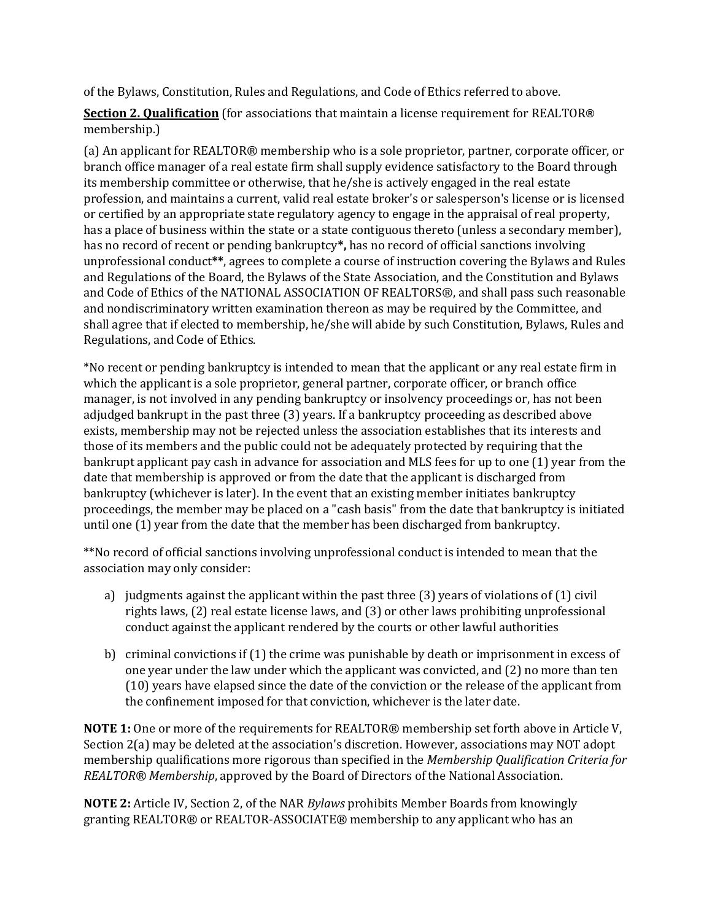of the Bylaws, Constitution, Rules and Regulations, and Code of Ethics referred to above.

**Section 2. Qualification** (for associations that maintain a license requirement for REALTOR® membership.)

(a) An applicant for REALTOR® membership who is a sole proprietor, partner, corporate officer, or branch office manager of a real estate firm shall supply evidence satisfactory to the Board through its membership committee or otherwise, that he/she is actively engaged in the real estate profession, and maintains a current, valid real estate broker's or salesperson's license or is licensed or certified by an appropriate state regulatory agency to engage in the appraisal of real property, has a place of business within the state or a state contiguous thereto (unless a secondary member), has no record of recent or pending bankruptcy**\***, has no record of official sanctions involving unprofessional conduct**\*\***, agrees to complete a course of instruction covering the Bylaws and Rules and Regulations of the Board, the Bylaws of the State Association, and the Constitution and Bylaws and Code of Ethics of the NATIONAL ASSOCIATION OF REALTORS®, and shall pass such reasonable and nondiscriminatory written examination thereon as may be required by the Committee, and shall agree that if elected to membership, he/she will abide by such Constitution, Bylaws, Rules and Regulations, and Code of Ethics.

*No recent or pending bankruptcy is intended to mean that the applicant or any real estate firm in which the applicant is a sole proprietor, general partner, corporate officer, or branch office manager, is not involved in any pending bankruptcy or insolvency proceedings or, has not been adjudged bankrupt in the past three (3) years. If a bankruptcy proceeding as described above exists, membership may not be rejected unless the association establishes that its interests and those of its members and the public could not be adequately protected by requiring that the bankrupt applicant pay cash in advance for association and MLS fees for up to one (1) year from the date that membership is approved or from the date that the applicant is discharged from bankruptcy (whichever is later). In the event that an existing member initiates bankruptcy proceedings, the member may be placed on a "cash basis" from the date that bankruptcy is initiated until one (1) year from the date that the member has been discharged from bankruptcy.

**No record of official sanctions involving unprofessional conduct is intended to mean that the association may only consider:

a) judgments against the applicant within the past three (3) years of violations of (1) civil rights laws, (2) real estate license laws, and (3) or other laws prohibiting unprofessional conduct against the applicant rendered by the courts or other lawful authorities

b) criminal convictions if (1) the crime was punishable by death or imprisonment in excess of one year under the law under which the applicant was convicted, and (2) no more than ten (10) years have elapsed since the date of the conviction or the release of the applicant from the confinement imposed for that conviction, whichever is the later date.

**NOTE 1:** One or more of the requirements for REALTOR® membership set forth above in Article V, Section 2(a) may be deleted at the association's discretion. However, associations may NOT adopt membership qualifications more rigorous than specified in the *Membership Qualification Criteria for REALTOR® Membership*, approved by the Board of Directors of the National Association.

**NOTE 2:** Article IV, Section 2, of the NAR *Bylaws* prohibits Member Boards from knowingly granting REALTOR® or REALTOR-ASSOCIATE® membership to any applicant who has an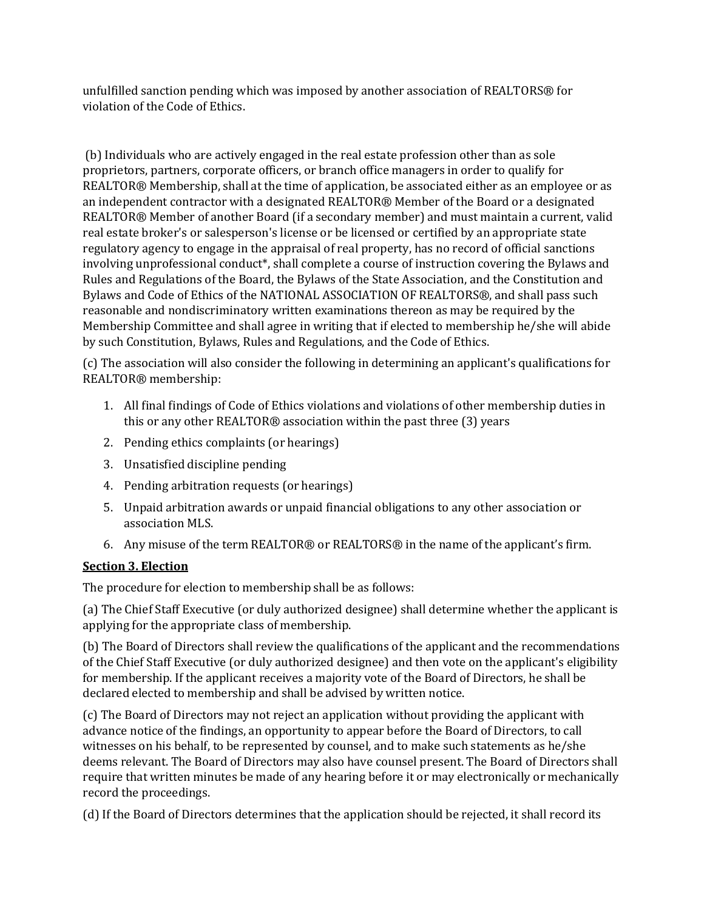unfulfilled sanction pending which was imposed by another association of REALTORS® for violation of the Code of Ethics.

(b) Individuals who are actively engaged in the real estate profession other than as sole proprietors, partners, corporate officers, or branch office managers in order to qualify for REALTOR® Membership, shall at the time of application, be associated either as an employee or as an independent contractor with a designated REALTOR® Member of the Board or a designated REALTOR® Member of another Board (if a secondary member) and must maintain a current, valid real estate broker's or salesperson's license or be licensed or certified by an appropriate state regulatory agency to engage in the appraisal of real property, has no record of official sanctions involving unprofessional conduct*, shall complete a course of instruction covering the Bylaws and Rules and Regulations of the Board, the Bylaws of the State Association, and the Constitution and Bylaws and Code of Ethics of the NATIONAL ASSOCIATION OF REALTORS®, and shall pass such reasonable and nondiscriminatory written examinations thereon as may be required by the Membership Committee and shall agree in writing that if elected to membership he/she will abide by such Constitution, Bylaws, Rules and Regulations, and the Code of Ethics.

(c) The association will also consider the following in determining an applicant's qualifications for REALTOR® membership:

1. All final findings of Code of Ethics violations and violations of other membership duties in this or any other REALTOR® association within the past three (3) years
2. Pending ethics complaints (or hearings)
3. Unsatisfied discipline pending
4. Pending arbitration requests (or hearings)
5. Unpaid arbitration awards or unpaid financial obligations to any other association or association MLS.
6. Any misuse of the term REALTOR® or REALTORS® in the name of the applicant's firm.

**Section 3. Election**

The procedure for election to membership shall be as follows:

(a) The Chief Staff Executive (or duly authorized designee) shall determine whether the applicant is applying for the appropriate class of membership.

(b) The Board of Directors shall review the qualifications of the applicant and the recommendations of the Chief Staff Executive (or duly authorized designee) and then vote on the applicant's eligibility for membership. If the applicant receives a majority vote of the Board of Directors, he shall be declared elected to membership and shall be advised by written notice.

(c) The Board of Directors may not reject an application without providing the applicant with advance notice of the findings, an opportunity to appear before the Board of Directors, to call witnesses on his behalf, to be represented by counsel, and to make such statements as he/she deems relevant. The Board of Directors may also have counsel present. The Board of Directors shall require that written minutes be made of any hearing before it or may electronically or mechanically record the proceedings.

(d) If the Board of Directors determines that the application should be rejected, it shall record its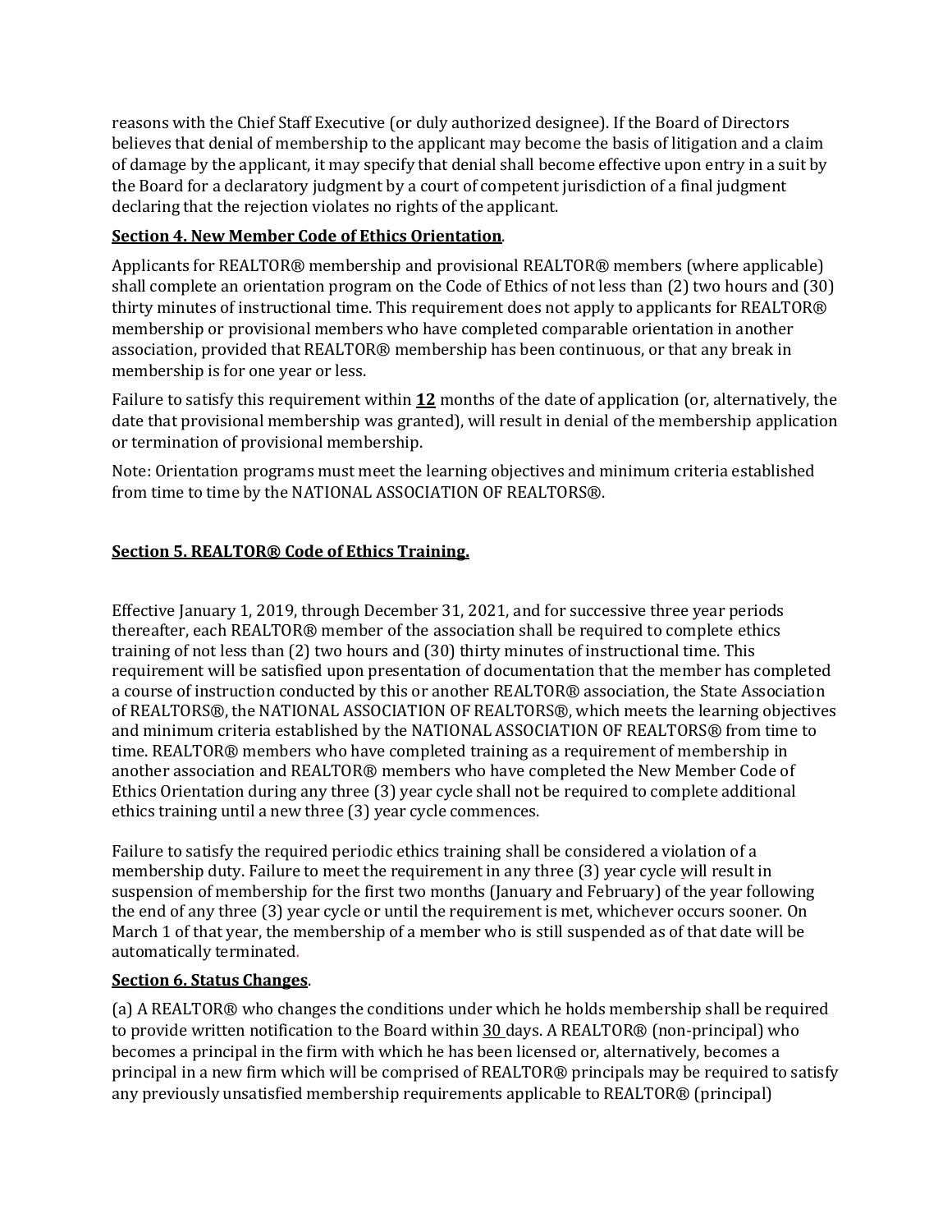reasons with the Chief Staff Executive (or duly authorized designee). If the Board of Directors believes that denial of membership to the applicant may become the basis of litigation and a claim of damage by the applicant, it may specify that denial shall become effective upon entry in a suit by the Board for a declaratory judgment by a court of competent jurisdiction of a final judgment declaring that the rejection violates no rights of the applicant.

**Section 4. New Member Code of Ethics Orientation**.

Applicants for REALTOR® membership and provisional REALTOR® members (where applicable) shall complete an orientation program on the Code of Ethics of not less than (2) two hours and (30) thirty minutes of instructional time. This requirement does not apply to applicants for REALTOR® membership or provisional members who have completed comparable orientation in another association, provided that REALTOR® membership has been continuous, or that any break in membership is for one year or less.

Failure to satisfy this requirement within **12** months of the date of application (or, alternatively, the date that provisional membership was granted), will result in denial of the membership application or termination of provisional membership.

Note: Orientation programs must meet the learning objectives and minimum criteria established from time to time by the NATIONAL ASSOCIATION OF REALTORS®.

**Section 5. REALTOR® Code of Ethics Training.**

Effective January 1, 2019, through December 31, 2021, and for successive three year periods thereafter, each REALTOR® member of the association shall be required to complete ethics training of not less than (2) two hours and (30) thirty minutes of instructional time. This requirement will be satisfied upon presentation of documentation that the member has completed a course of instruction conducted by this or another REALTOR® association, the State Association of REALTORS®, the NATIONAL ASSOCIATION OF REALTORS®, which meets the learning objectives and minimum criteria established by the NATIONAL ASSOCIATION OF REALTORS® from time to time. REALTOR® members who have completed training as a requirement of membership in another association and REALTOR® members who have completed the New Member Code of Ethics Orientation during any three (3) year cycle shall not be required to complete additional ethics training until a new three (3) year cycle commences.

Failure to satisfy the required periodic ethics training shall be considered a violation of a membership duty. Failure to meet the requirement in any three (3) year cycle will result in suspension of membership for the first two months (January and February) of the year following the end of any three (3) year cycle or until the requirement is met, whichever occurs sooner. On March 1 of that year, the membership of a member who is still suspended as of that date will be automatically terminated.

**Section 6. Status Changes**.

(a) A REALTOR® who changes the conditions under which he holds membership shall be required to provide written notification to the Board within 30 days. A REALTOR® (non-principal) who becomes a principal in the firm with which he has been licensed or, alternatively, becomes a principal in a new firm which will be comprised of REALTOR® principals may be required to satisfy any previously unsatisfied membership requirements applicable to REALTOR® (principal)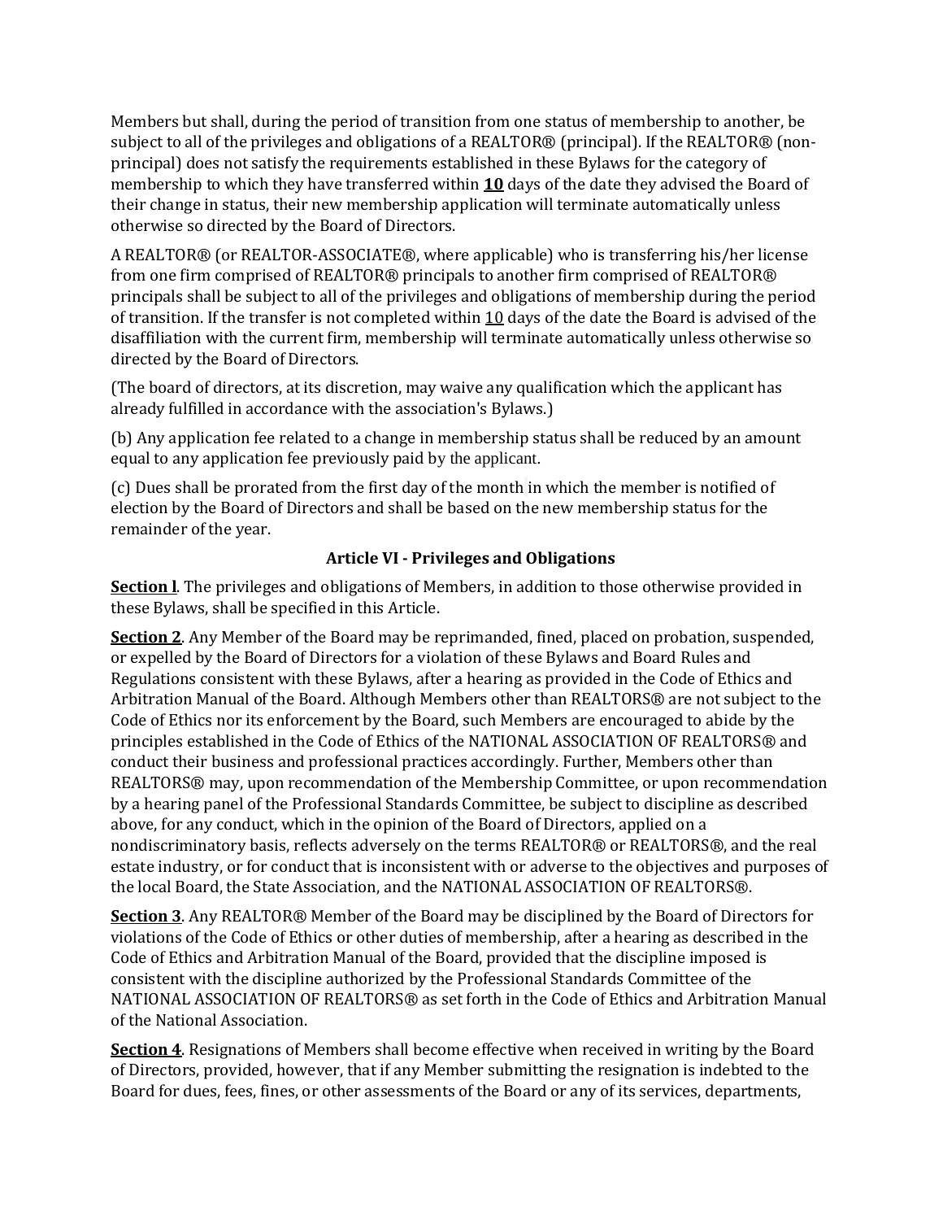Members but shall, during the period of transition from one status of membership to another, be subject to all of the privileges and obligations of a REALTOR® (principal). If the REALTOR® (non-principal) does not satisfy the requirements established in these Bylaws for the category of membership to which they have transferred within **10** days of the date they advised the Board of their change in status, their new membership application will terminate automatically unless otherwise so directed by the Board of Directors.

A REALTOR® (or REALTOR-ASSOCIATE®, where applicable) who is transferring his/her license from one firm comprised of REALTOR® principals to another firm comprised of REALTOR® principals shall be subject to all of the privileges and obligations of membership during the period of transition. If the transfer is not completed within 10 days of the date the Board is advised of the disaffiliation with the current firm, membership will terminate automatically unless otherwise so directed by the Board of Directors.

(The board of directors, at its discretion, may waive any qualification which the applicant has already fulfilled in accordance with the association's Bylaws.)

(b) Any application fee related to a change in membership status shall be reduced by an amount equal to any application fee previously paid by the applicant.

(c) Dues shall be prorated from the first day of the month in which the member is notified of election by the Board of Directors and shall be based on the new membership status for the remainder of the year.

## Article VI - Privileges and Obligations

**Section l**. The privileges and obligations of Members, in addition to those otherwise provided in these Bylaws, shall be specified in this Article.

**Section 2**. Any Member of the Board may be reprimanded, fined, placed on probation, suspended, or expelled by the Board of Directors for a violation of these Bylaws and Board Rules and Regulations consistent with these Bylaws, after a hearing as provided in the Code of Ethics and Arbitration Manual of the Board. Although Members other than REALTORS® are not subject to the Code of Ethics nor its enforcement by the Board, such Members are encouraged to abide by the principles established in the Code of Ethics of the NATIONAL ASSOCIATION OF REALTORS® and conduct their business and professional practices accordingly. Further, Members other than REALTORS® may, upon recommendation of the Membership Committee, or upon recommendation by a hearing panel of the Professional Standards Committee, be subject to discipline as described above, for any conduct, which in the opinion of the Board of Directors, applied on a nondiscriminatory basis, reflects adversely on the terms REALTOR® or REALTORS®, and the real estate industry, or for conduct that is inconsistent with or adverse to the objectives and purposes of the local Board, the State Association, and the NATIONAL ASSOCIATION OF REALTORS®.

**Section 3**. Any REALTOR® Member of the Board may be disciplined by the Board of Directors for violations of the Code of Ethics or other duties of membership, after a hearing as described in the Code of Ethics and Arbitration Manual of the Board, provided that the discipline imposed is consistent with the discipline authorized by the Professional Standards Committee of the NATIONAL ASSOCIATION OF REALTORS® as set forth in the Code of Ethics and Arbitration Manual of the National Association.

**Section 4**. Resignations of Members shall become effective when received in writing by the Board of Directors, provided, however, that if any Member submitting the resignation is indebted to the Board for dues, fees, fines, or other assessments of the Board or any of its services, departments,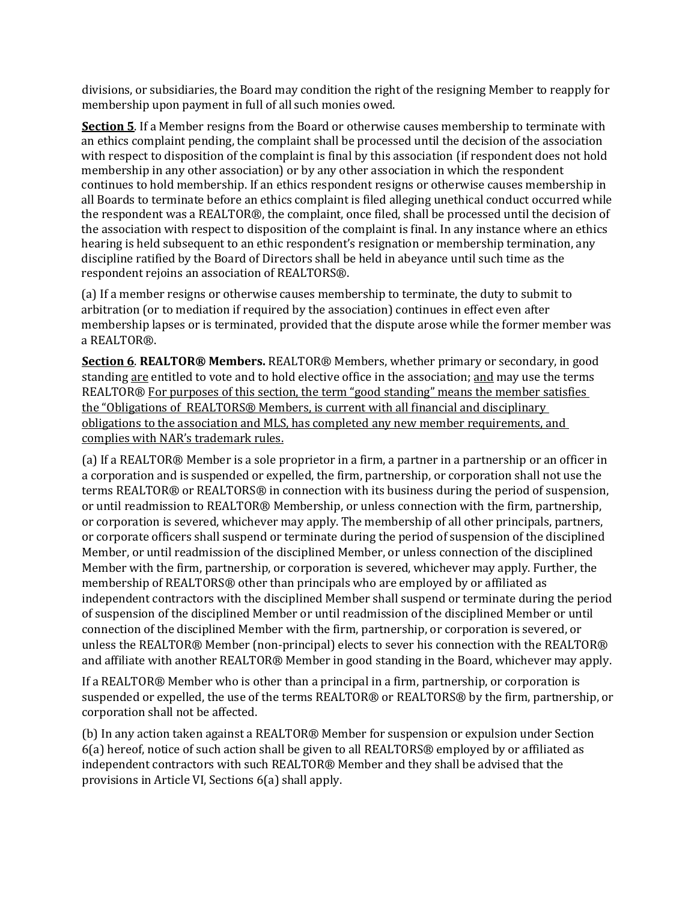divisions, or subsidiaries, the Board may condition the right of the resigning Member to reapply for membership upon payment in full of all such monies owed.

<u>**Section 5**</u>. If a Member resigns from the Board or otherwise causes membership to terminate with an ethics complaint pending, the complaint shall be processed until the decision of the association with respect to disposition of the complaint is final by this association (if respondent does not hold membership in any other association) or by any other association in which the respondent continues to hold membership. If an ethics respondent resigns or otherwise causes membership in all Boards to terminate before an ethics complaint is filed alleging unethical conduct occurred while the respondent was a REALTOR®, the complaint, once filed, shall be processed until the decision of the association with respect to disposition of the complaint is final. In any instance where an ethics hearing is held subsequent to an ethic respondent's resignation or membership termination, any discipline ratified by the Board of Directors shall be held in abeyance until such time as the respondent rejoins an association of REALTORS®.

(a) If a member resigns or otherwise causes membership to terminate, the duty to submit to arbitration (or to mediation if required by the association) continues in effect even after membership lapses or is terminated, provided that the dispute arose while the former member was a REALTOR®.

<u>**Section 6**</u>. **REALTOR® Members.** REALTOR® Members, whether primary or secondary, in good standing <u>are</u> entitled to vote and to hold elective office in the association; <u>and</u> may use the terms REALTOR® <u>For purposes of this section, the term "good standing" means the member satisfies the "Obligations of REALTORS® Members, is current with all financial and disciplinary obligations to the association and MLS, has completed any new member requirements, and complies with NAR's trademark rules.</u>

(a) If a REALTOR® Member is a sole proprietor in a firm, a partner in a partnership or an officer in a corporation and is suspended or expelled, the firm, partnership, or corporation shall not use the terms REALTOR® or REALTORS® in connection with its business during the period of suspension, or until readmission to REALTOR® Membership, or unless connection with the firm, partnership, or corporation is severed, whichever may apply. The membership of all other principals, partners, or corporate officers shall suspend or terminate during the period of suspension of the disciplined Member, or until readmission of the disciplined Member, or unless connection of the disciplined Member with the firm, partnership, or corporation is severed, whichever may apply. Further, the membership of REALTORS® other than principals who are employed by or affiliated as independent contractors with the disciplined Member shall suspend or terminate during the period of suspension of the disciplined Member or until readmission of the disciplined Member or until connection of the disciplined Member with the firm, partnership, or corporation is severed, or unless the REALTOR® Member (non-principal) elects to sever his connection with the REALTOR® and affiliate with another REALTOR® Member in good standing in the Board, whichever may apply.

If a REALTOR® Member who is other than a principal in a firm, partnership, or corporation is suspended or expelled, the use of the terms REALTOR® or REALTORS® by the firm, partnership, or corporation shall not be affected.

(b) In any action taken against a REALTOR® Member for suspension or expulsion under Section 6(a) hereof, notice of such action shall be given to all REALTORS® employed by or affiliated as independent contractors with such REALTOR® Member and they shall be advised that the provisions in Article VI, Sections 6(a) shall apply.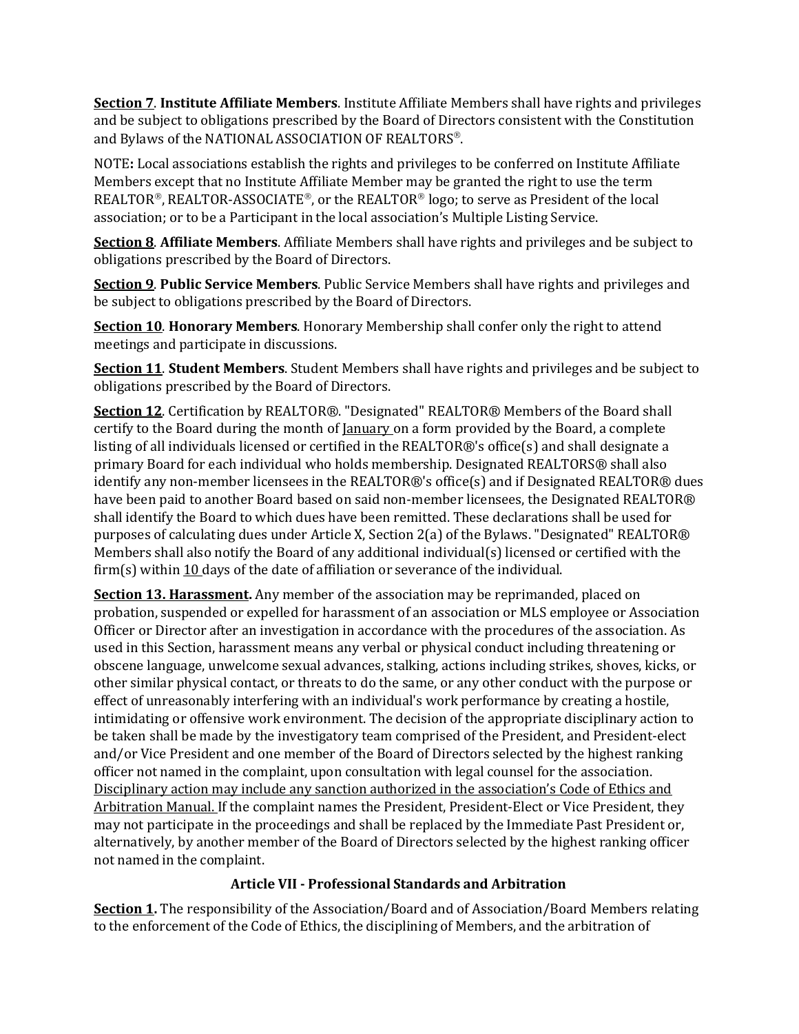**Section 7**. **Institute Affiliate Members**. Institute Affiliate Members shall have rights and privileges and be subject to obligations prescribed by the Board of Directors consistent with the Constitution and Bylaws of the NATIONAL ASSOCIATION OF REALTORS®.

NOTE**:** Local associations establish the rights and privileges to be conferred on Institute Affiliate Members except that no Institute Affiliate Member may be granted the right to use the term REALTOR®, REALTOR-ASSOCIATE®, or the REALTOR® logo; to serve as President of the local association; or to be a Participant in the local association's Multiple Listing Service.

**Section 8**. **Affiliate Members**. Affiliate Members shall have rights and privileges and be subject to obligations prescribed by the Board of Directors.

**Section 9**. **Public Service Members**. Public Service Members shall have rights and privileges and be subject to obligations prescribed by the Board of Directors.

**Section 10**. **Honorary Members**. Honorary Membership shall confer only the right to attend meetings and participate in discussions.

**Section 11**. **Student Members**. Student Members shall have rights and privileges and be subject to obligations prescribed by the Board of Directors.

**Section 12**. Certification by REALTOR®. "Designated" REALTOR® Members of the Board shall certify to the Board during the month of January on a form provided by the Board, a complete listing of all individuals licensed or certified in the REALTOR®'s office(s) and shall designate a primary Board for each individual who holds membership. Designated REALTORS® shall also identify any non-member licensees in the REALTOR®'s office(s) and if Designated REALTOR® dues have been paid to another Board based on said non-member licensees, the Designated REALTOR® shall identify the Board to which dues have been remitted. These declarations shall be used for purposes of calculating dues under Article X, Section 2(a) of the Bylaws. "Designated" REALTOR® Members shall also notify the Board of any additional individual(s) licensed or certified with the firm(s) within 10 days of the date of affiliation or severance of the individual.

**Section 13. Harassment.** Any member of the association may be reprimanded, placed on probation, suspended or expelled for harassment of an association or MLS employee or Association Officer or Director after an investigation in accordance with the procedures of the association. As used in this Section, harassment means any verbal or physical conduct including threatening or obscene language, unwelcome sexual advances, stalking, actions including strikes, shoves, kicks, or other similar physical contact, or threats to do the same, or any other conduct with the purpose or effect of unreasonably interfering with an individual's work performance by creating a hostile, intimidating or offensive work environment. The decision of the appropriate disciplinary action to be taken shall be made by the investigatory team comprised of the President, and President-elect and/or Vice President and one member of the Board of Directors selected by the highest ranking officer not named in the complaint, upon consultation with legal counsel for the association. Disciplinary action may include any sanction authorized in the association's Code of Ethics and Arbitration Manual. If the complaint names the President, President-Elect or Vice President, they may not participate in the proceedings and shall be replaced by the Immediate Past President or, alternatively, by another member of the Board of Directors selected by the highest ranking officer not named in the complaint.

## Article VII - Professional Standards and Arbitration

**Section 1.** The responsibility of the Association/Board and of Association/Board Members relating to the enforcement of the Code of Ethics, the disciplining of Members, and the arbitration of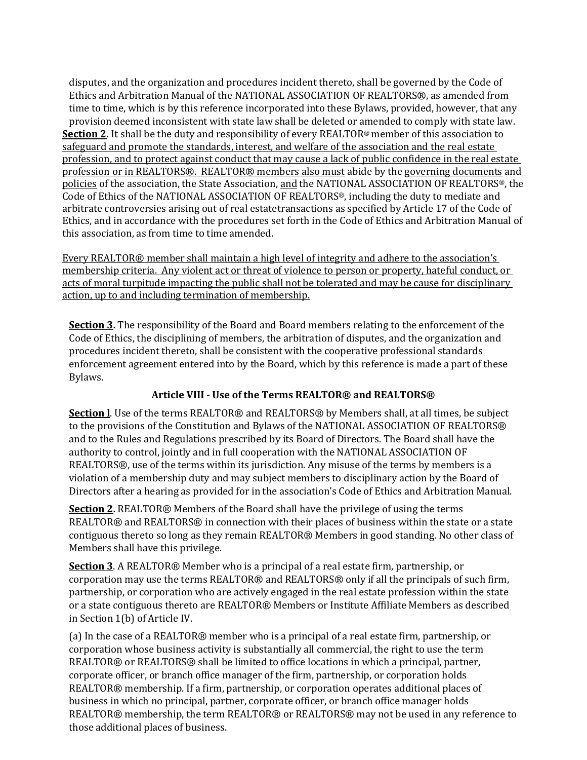disputes, and the organization and procedures incident thereto, shall be governed by the Code of Ethics and Arbitration Manual of the NATIONAL ASSOCIATION OF REALTORS®, as amended from time to time, which is by this reference incorporated into these Bylaws, provided, however, that any provision deemed inconsistent with state law shall be deleted or amended to comply with state law.

**Section 2.** It shall be the duty and responsibility of every REALTOR® member of this association to safeguard and promote the standards, interest, and welfare of the association and the real estate profession, and to protect against conduct that may cause a lack of public confidence in the real estate profession or in REALTORS®. REALTOR® members also must abide by the governing documents and policies of the association, the State Association, and the NATIONAL ASSOCIATION OF REALTORS®, the Code of Ethics of the NATIONAL ASSOCIATION OF REALTORS®, including the duty to mediate and arbitrate controversies arising out of real estatetransactions as specified by Article 17 of the Code of Ethics, and in accordance with the procedures set forth in the Code of Ethics and Arbitration Manual of this association, as from time to time amended.

Every REALTOR® member shall maintain a high level of integrity and adhere to the association's membership criteria. Any violent act or threat of violence to person or property, hateful conduct, or acts of moral turpitude impacting the public shall not be tolerated and may be cause for disciplinary action, up to and including termination of membership.

**Section 3.** The responsibility of the Board and Board members relating to the enforcement of the Code of Ethics, the disciplining of members, the arbitration of disputes, and the organization and procedures incident thereto, shall be consistent with the cooperative professional standards enforcement agreement entered into by the Board, which by this reference is made a part of these Bylaws.

## Article VIII - Use of the Terms REALTOR® and REALTORS®

**Section l**. Use of the terms REALTOR® and REALTORS® by Members shall, at all times, be subject to the provisions of the Constitution and Bylaws of the NATIONAL ASSOCIATION OF REALTORS® and to the Rules and Regulations prescribed by its Board of Directors. The Board shall have the authority to control, jointly and in full cooperation with the NATIONAL ASSOCIATION OF REALTORS®, use of the terms within its jurisdiction. Any misuse of the terms by members is a violation of a membership duty and may subject members to disciplinary action by the Board of Directors after a hearing as provided for in the association's Code of Ethics and Arbitration Manual.

**Section 2.** REALTOR® Members of the Board shall have the privilege of using the terms REALTOR® and REALTORS® in connection with their places of business within the state or a state contiguous thereto so long as they remain REALTOR® Members in good standing. No other class of Members shall have this privilege.

**Section 3**. A REALTOR® Member who is a principal of a real estate firm, partnership, or corporation may use the terms REALTOR® and REALTORS® only if all the principals of such firm, partnership, or corporation who are actively engaged in the real estate profession within the state or a state contiguous thereto are REALTOR® Members or Institute Affiliate Members as described in Section 1(b) of Article IV.

(a) In the case of a REALTOR® member who is a principal of a real estate firm, partnership, or corporation whose business activity is substantially all commercial, the right to use the term REALTOR® or REALTORS® shall be limited to office locations in which a principal, partner, corporate officer, or branch office manager of the firm, partnership, or corporation holds REALTOR® membership. If a firm, partnership, or corporation operates additional places of business in which no principal, partner, corporate officer, or branch office manager holds REALTOR® membership, the term REALTOR® or REALTORS® may not be used in any reference to those additional places of business.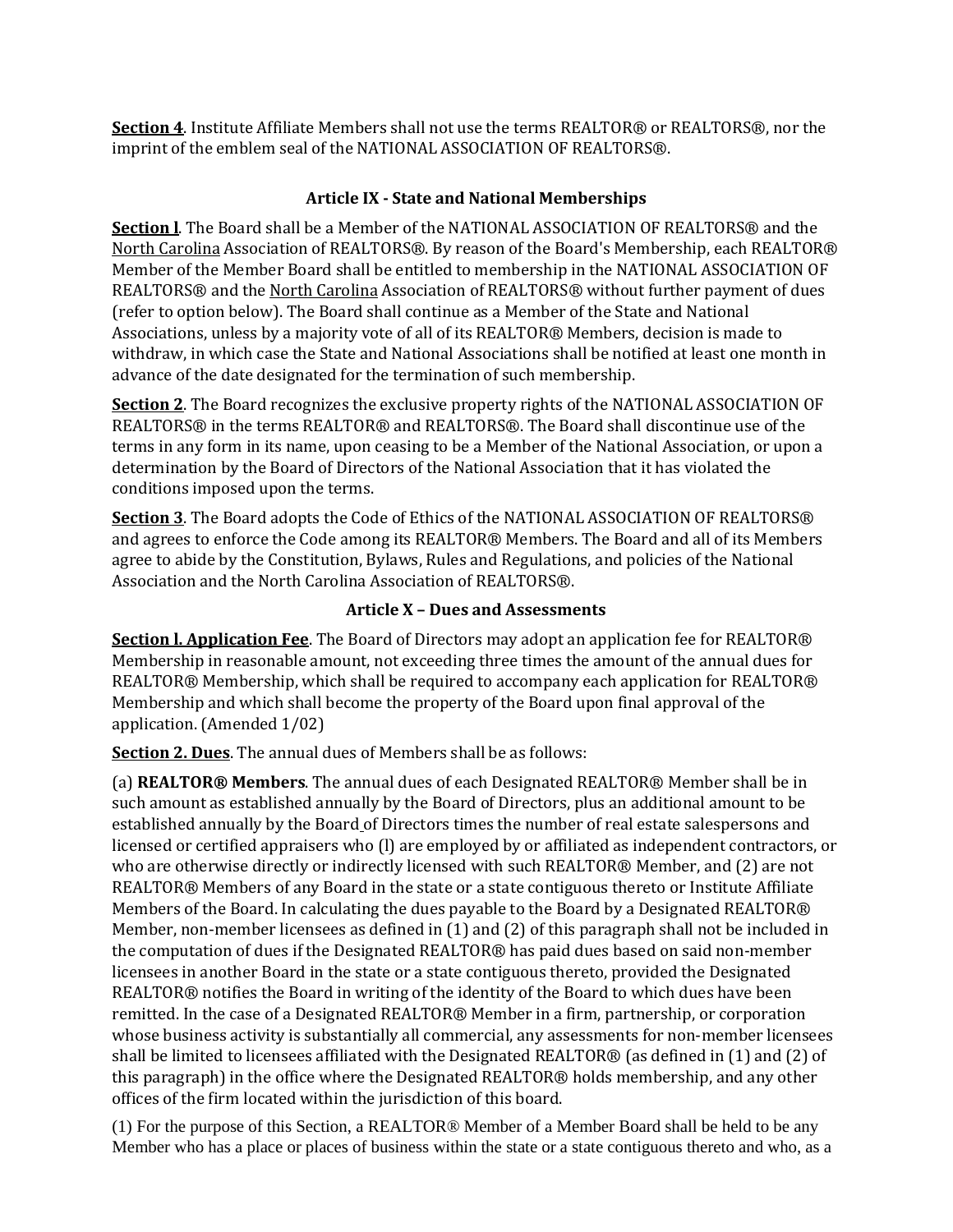**Section 4**. Institute Affiliate Members shall not use the terms REALTOR® or REALTORS®, nor the imprint of the emblem seal of the NATIONAL ASSOCIATION OF REALTORS®.

### Article IX - State and National Memberships

**Section l**. The Board shall be a Member of the NATIONAL ASSOCIATION OF REALTORS® and the North Carolina Association of REALTORS®. By reason of the Board's Membership, each REALTOR® Member of the Member Board shall be entitled to membership in the NATIONAL ASSOCIATION OF REALTORS® and the North Carolina Association of REALTORS® without further payment of dues (refer to option below). The Board shall continue as a Member of the State and National Associations, unless by a majority vote of all of its REALTOR® Members, decision is made to withdraw, in which case the State and National Associations shall be notified at least one month in advance of the date designated for the termination of such membership.

**Section 2**. The Board recognizes the exclusive property rights of the NATIONAL ASSOCIATION OF REALTORS® in the terms REALTOR® and REALTORS®. The Board shall discontinue use of the terms in any form in its name, upon ceasing to be a Member of the National Association, or upon a determination by the Board of Directors of the National Association that it has violated the conditions imposed upon the terms.

**Section 3**. The Board adopts the Code of Ethics of the NATIONAL ASSOCIATION OF REALTORS® and agrees to enforce the Code among its REALTOR® Members. The Board and all of its Members agree to abide by the Constitution, Bylaws, Rules and Regulations, and policies of the National Association and the North Carolina Association of REALTORS®.

### Article X – Dues and Assessments

**Section l. Application Fee**. The Board of Directors may adopt an application fee for REALTOR® Membership in reasonable amount, not exceeding three times the amount of the annual dues for REALTOR® Membership, which shall be required to accompany each application for REALTOR® Membership and which shall become the property of the Board upon final approval of the application. (Amended 1/02)

**Section 2. Dues**. The annual dues of Members shall be as follows:

(a) **REALTOR® Members**. The annual dues of each Designated REALTOR® Member shall be in such amount as established annually by the Board of Directors, plus an additional amount to be established annually by the Board of Directors times the number of real estate salespersons and licensed or certified appraisers who (l) are employed by or affiliated as independent contractors, or who are otherwise directly or indirectly licensed with such REALTOR® Member, and (2) are not REALTOR® Members of any Board in the state or a state contiguous thereto or Institute Affiliate Members of the Board. In calculating the dues payable to the Board by a Designated REALTOR® Member, non-member licensees as defined in (1) and (2) of this paragraph shall not be included in the computation of dues if the Designated REALTOR® has paid dues based on said non-member licensees in another Board in the state or a state contiguous thereto, provided the Designated REALTOR® notifies the Board in writing of the identity of the Board to which dues have been remitted. In the case of a Designated REALTOR® Member in a firm, partnership, or corporation whose business activity is substantially all commercial, any assessments for non-member licensees shall be limited to licensees affiliated with the Designated REALTOR® (as defined in (1) and (2) of this paragraph) in the office where the Designated REALTOR® holds membership, and any other offices of the firm located within the jurisdiction of this board.

(1) For the purpose of this Section, a REALTOR® Member of a Member Board shall be held to be any Member who has a place or places of business within the state or a state contiguous thereto and who, as a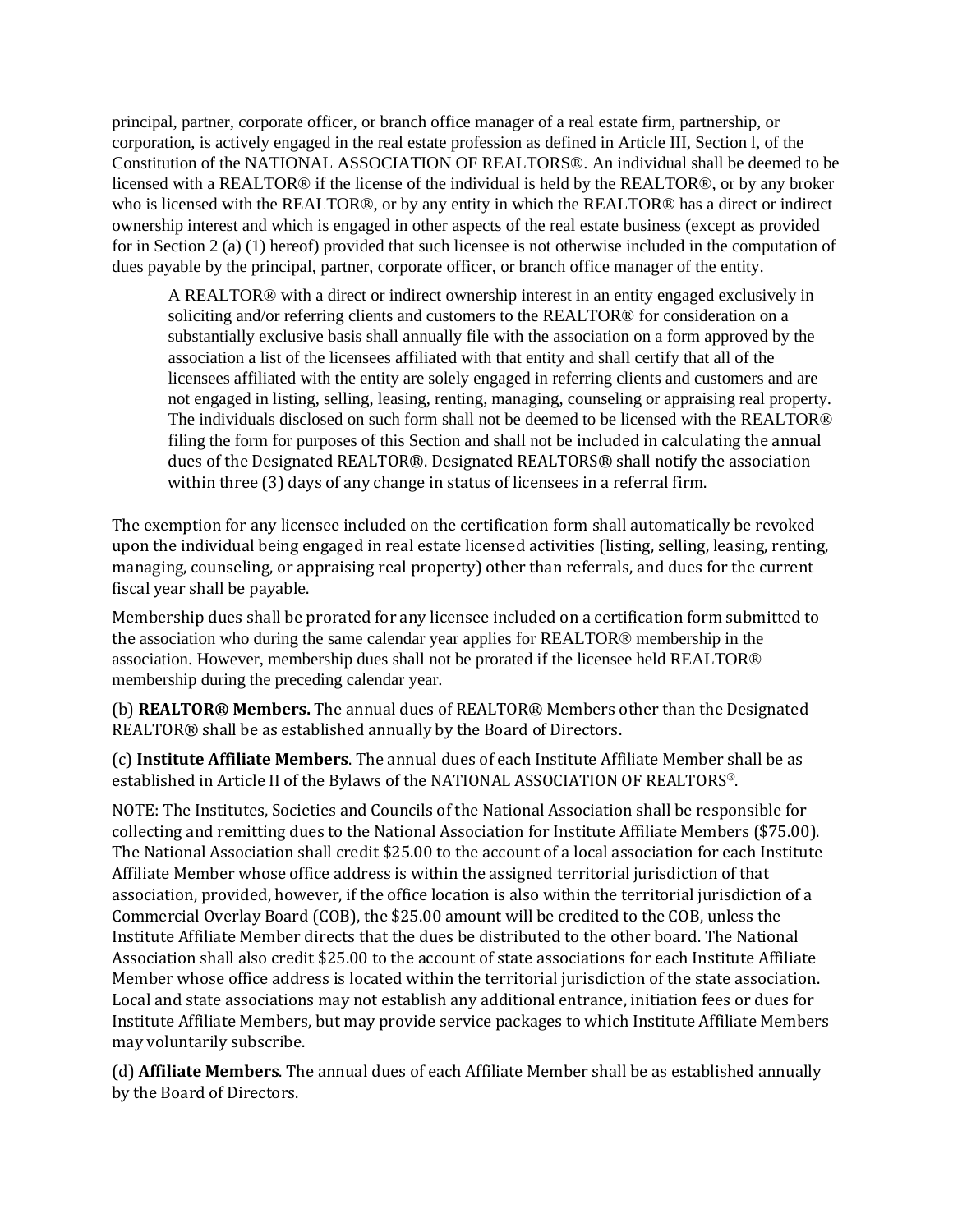principal, partner, corporate officer, or branch office manager of a real estate firm, partnership, or corporation, is actively engaged in the real estate profession as defined in Article III, Section l, of the Constitution of the NATIONAL ASSOCIATION OF REALTORS®. An individual shall be deemed to be licensed with a REALTOR® if the license of the individual is held by the REALTOR®, or by any broker who is licensed with the REALTOR®, or by any entity in which the REALTOR® has a direct or indirect ownership interest and which is engaged in other aspects of the real estate business (except as provided for in Section 2 (a) (1) hereof) provided that such licensee is not otherwise included in the computation of dues payable by the principal, partner, corporate officer, or branch office manager of the entity.

> A REALTOR® with a direct or indirect ownership interest in an entity engaged exclusively in soliciting and/or referring clients and customers to the REALTOR® for consideration on a substantially exclusive basis shall annually file with the association on a form approved by the association a list of the licensees affiliated with that entity and shall certify that all of the licensees affiliated with the entity are solely engaged in referring clients and customers and are not engaged in listing, selling, leasing, renting, managing, counseling or appraising real property. The individuals disclosed on such form shall not be deemed to be licensed with the REALTOR® filing the form for purposes of this Section and shall not be included in calculating the annual dues of the Designated REALTOR®. Designated REALTORS® shall notify the association within three (3) days of any change in status of licensees in a referral firm.

The exemption for any licensee included on the certification form shall automatically be revoked upon the individual being engaged in real estate licensed activities (listing, selling, leasing, renting, managing, counseling, or appraising real property) other than referrals, and dues for the current fiscal year shall be payable.

Membership dues shall be prorated for any licensee included on a certification form submitted to the association who during the same calendar year applies for REALTOR® membership in the association. However, membership dues shall not be prorated if the licensee held REALTOR® membership during the preceding calendar year.

(b) **REALTOR® Members.** The annual dues of REALTOR® Members other than the Designated REALTOR® shall be as established annually by the Board of Directors.

(c) **Institute Affiliate Members**. The annual dues of each Institute Affiliate Member shall be as established in Article II of the Bylaws of the NATIONAL ASSOCIATION OF REALTORS®.

NOTE: The Institutes, Societies and Councils of the National Association shall be responsible for collecting and remitting dues to the National Association for Institute Affiliate Members ($75.00). The National Association shall credit $25.00 to the account of a local association for each Institute Affiliate Member whose office address is within the assigned territorial jurisdiction of that association, provided, however, if the office location is also within the territorial jurisdiction of a Commercial Overlay Board (COB), the $25.00 amount will be credited to the COB, unless the Institute Affiliate Member directs that the dues be distributed to the other board. The National Association shall also credit $25.00 to the account of state associations for each Institute Affiliate Member whose office address is located within the territorial jurisdiction of the state association. Local and state associations may not establish any additional entrance, initiation fees or dues for Institute Affiliate Members, but may provide service packages to which Institute Affiliate Members may voluntarily subscribe.

(d) **Affiliate Members**. The annual dues of each Affiliate Member shall be as established annually by the Board of Directors.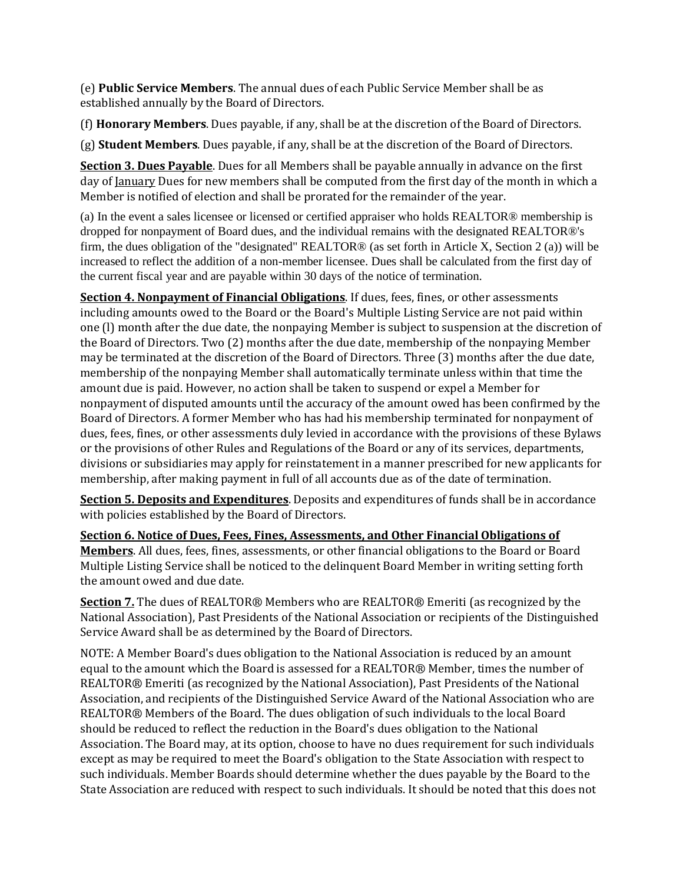(e) **Public Service Members**. The annual dues of each Public Service Member shall be as established annually by the Board of Directors.

(f) **Honorary Members**. Dues payable, if any, shall be at the discretion of the Board of Directors.

(g) **Student Members**. Dues payable, if any, shall be at the discretion of the Board of Directors.

**Section 3. Dues Payable**. Dues for all Members shall be payable annually in advance on the first day of January Dues for new members shall be computed from the first day of the month in which a Member is notified of election and shall be prorated for the remainder of the year.

(a) In the event a sales licensee or licensed or certified appraiser who holds REALTOR® membership is dropped for nonpayment of Board dues, and the individual remains with the designated REALTOR®'s firm, the dues obligation of the "designated" REALTOR® (as set forth in Article X, Section 2 (a)) will be increased to reflect the addition of a non-member licensee. Dues shall be calculated from the first day of the current fiscal year and are payable within 30 days of the notice of termination.

**Section 4. Nonpayment of Financial Obligations**. If dues, fees, fines, or other assessments including amounts owed to the Board or the Board's Multiple Listing Service are not paid within one (l) month after the due date, the nonpaying Member is subject to suspension at the discretion of the Board of Directors. Two (2) months after the due date, membership of the nonpaying Member may be terminated at the discretion of the Board of Directors. Three (3) months after the due date, membership of the nonpaying Member shall automatically terminate unless within that time the amount due is paid. However, no action shall be taken to suspend or expel a Member for nonpayment of disputed amounts until the accuracy of the amount owed has been confirmed by the Board of Directors. A former Member who has had his membership terminated for nonpayment of dues, fees, fines, or other assessments duly levied in accordance with the provisions of these Bylaws or the provisions of other Rules and Regulations of the Board or any of its services, departments, divisions or subsidiaries may apply for reinstatement in a manner prescribed for new applicants for membership, after making payment in full of all accounts due as of the date of termination.

**Section 5. Deposits and Expenditures**. Deposits and expenditures of funds shall be in accordance with policies established by the Board of Directors.

**Section 6. Notice of Dues, Fees, Fines, Assessments, and Other Financial Obligations of Members**. All dues, fees, fines, assessments, or other financial obligations to the Board or Board Multiple Listing Service shall be noticed to the delinquent Board Member in writing setting forth the amount owed and due date.

**Section 7.** The dues of REALTOR® Members who are REALTOR® Emeriti (as recognized by the National Association), Past Presidents of the National Association or recipients of the Distinguished Service Award shall be as determined by the Board of Directors.

NOTE: A Member Board's dues obligation to the National Association is reduced by an amount equal to the amount which the Board is assessed for a REALTOR® Member, times the number of REALTOR® Emeriti (as recognized by the National Association), Past Presidents of the National Association, and recipients of the Distinguished Service Award of the National Association who are REALTOR® Members of the Board. The dues obligation of such individuals to the local Board should be reduced to reflect the reduction in the Board's dues obligation to the National Association. The Board may, at its option, choose to have no dues requirement for such individuals except as may be required to meet the Board's obligation to the State Association with respect to such individuals. Member Boards should determine whether the dues payable by the Board to the State Association are reduced with respect to such individuals. It should be noted that this does not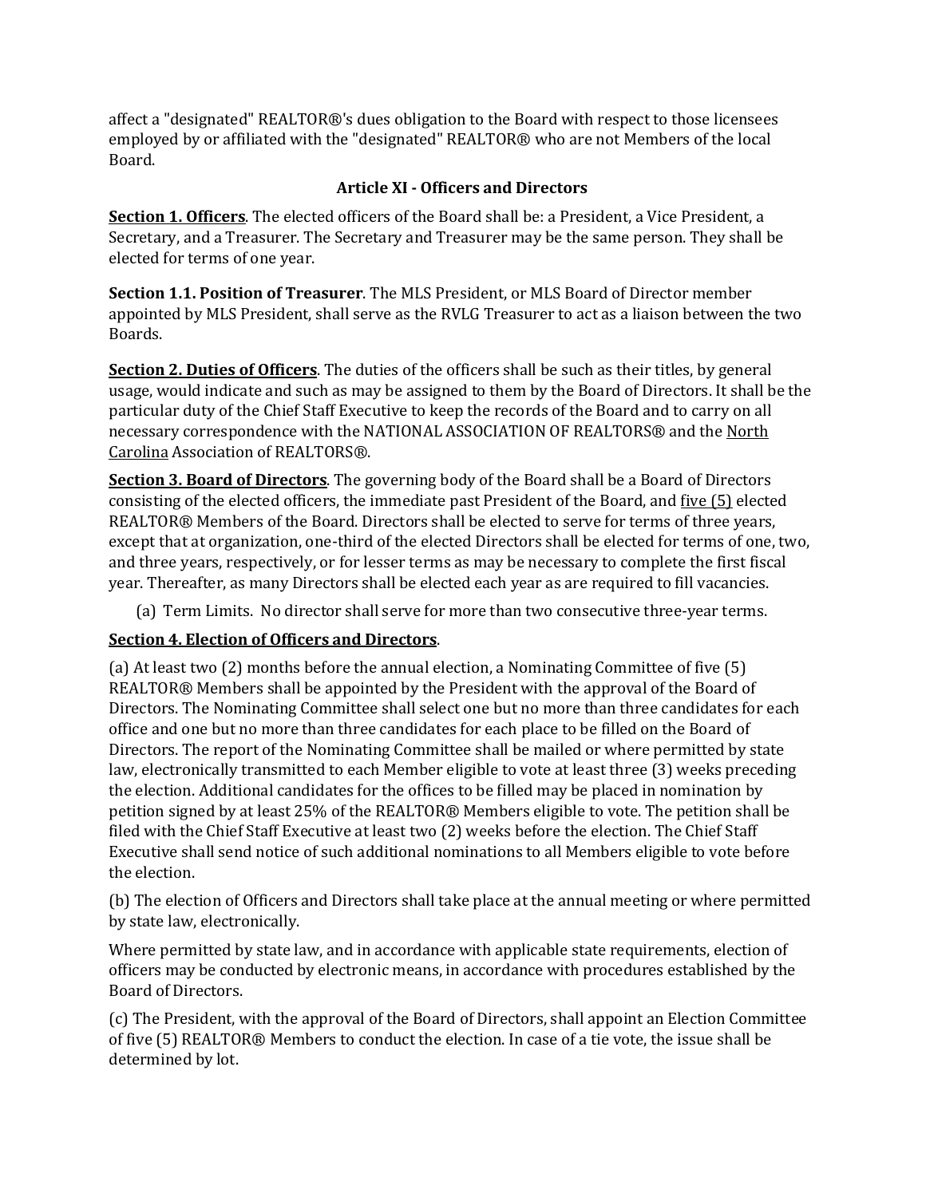affect a "designated" REALTOR®'s dues obligation to the Board with respect to those licensees employed by or affiliated with the "designated" REALTOR® who are not Members of the local Board.

### Article XI - Officers and Directors

**Section 1. Officers**. The elected officers of the Board shall be: a President, a Vice President, a Secretary, and a Treasurer. The Secretary and Treasurer may be the same person. They shall be elected for terms of one year.

**Section 1.1. Position of Treasurer**. The MLS President, or MLS Board of Director member appointed by MLS President, shall serve as the RVLG Treasurer to act as a liaison between the two Boards.

**Section 2. Duties of Officers**. The duties of the officers shall be such as their titles, by general usage, would indicate and such as may be assigned to them by the Board of Directors. It shall be the particular duty of the Chief Staff Executive to keep the records of the Board and to carry on all necessary correspondence with the NATIONAL ASSOCIATION OF REALTORS® and the North Carolina Association of REALTORS®.

**Section 3. Board of Directors**. The governing body of the Board shall be a Board of Directors consisting of the elected officers, the immediate past President of the Board, and five (5) elected REALTOR® Members of the Board. Directors shall be elected to serve for terms of three years, except that at organization, one-third of the elected Directors shall be elected for terms of one, two, and three years, respectively, or for lesser terms as may be necessary to complete the first fiscal year. Thereafter, as many Directors shall be elected each year as are required to fill vacancies.

(a) Term Limits. No director shall serve for more than two consecutive three-year terms.

**Section 4. Election of Officers and Directors**.

(a) At least two (2) months before the annual election, a Nominating Committee of five (5) REALTOR® Members shall be appointed by the President with the approval of the Board of Directors. The Nominating Committee shall select one but no more than three candidates for each office and one but no more than three candidates for each place to be filled on the Board of Directors. The report of the Nominating Committee shall be mailed or where permitted by state law, electronically transmitted to each Member eligible to vote at least three (3) weeks preceding the election. Additional candidates for the offices to be filled may be placed in nomination by petition signed by at least 25% of the REALTOR® Members eligible to vote. The petition shall be filed with the Chief Staff Executive at least two (2) weeks before the election. The Chief Staff Executive shall send notice of such additional nominations to all Members eligible to vote before the election.

(b) The election of Officers and Directors shall take place at the annual meeting or where permitted by state law, electronically.

Where permitted by state law, and in accordance with applicable state requirements, election of officers may be conducted by electronic means, in accordance with procedures established by the Board of Directors.

(c) The President, with the approval of the Board of Directors, shall appoint an Election Committee of five (5) REALTOR® Members to conduct the election. In case of a tie vote, the issue shall be determined by lot.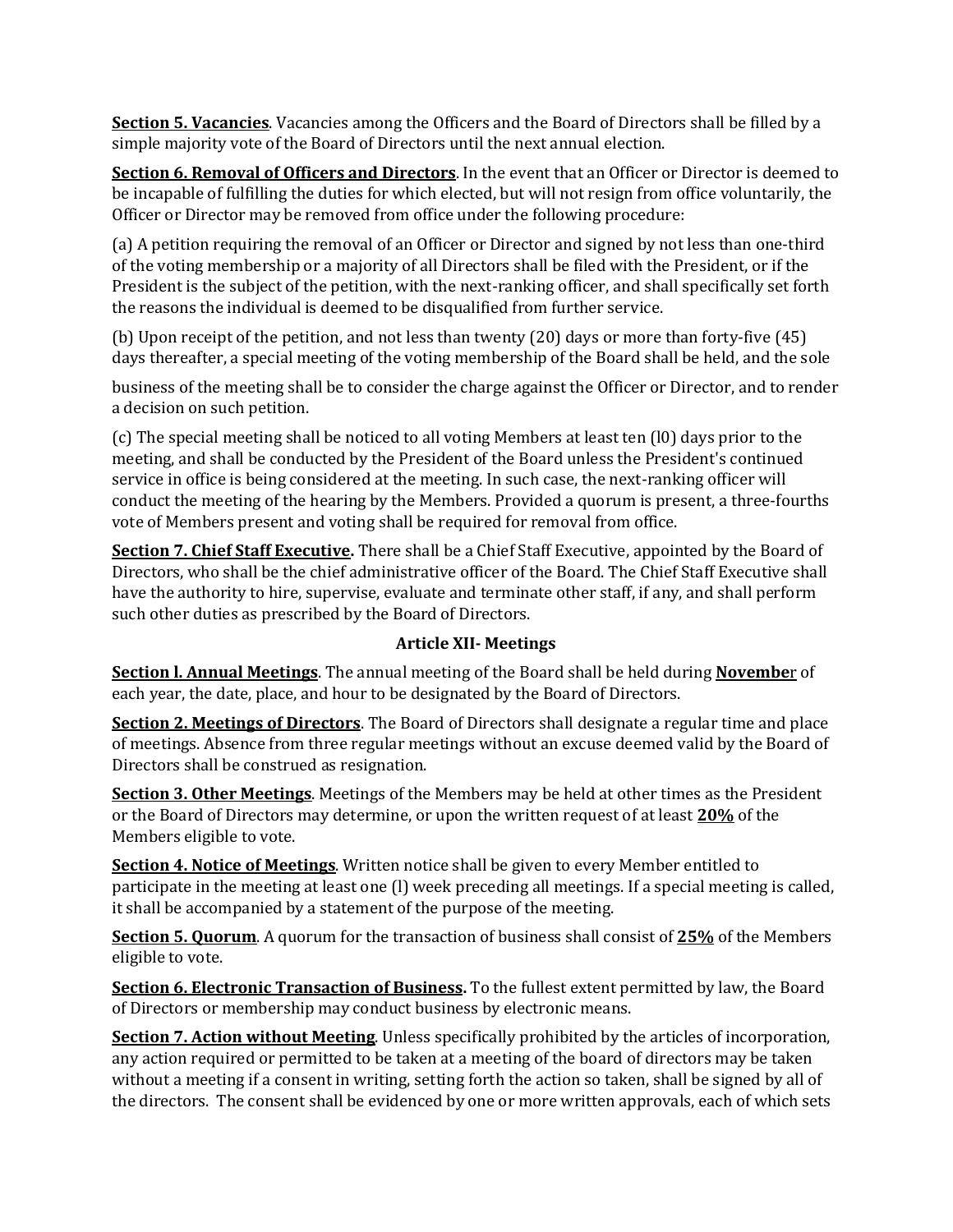**Section 5. Vacancies**. Vacancies among the Officers and the Board of Directors shall be filled by a simple majority vote of the Board of Directors until the next annual election.

**Section 6. Removal of Officers and Directors**. In the event that an Officer or Director is deemed to be incapable of fulfilling the duties for which elected, but will not resign from office voluntarily, the Officer or Director may be removed from office under the following procedure:

(a) A petition requiring the removal of an Officer or Director and signed by not less than one-third of the voting membership or a majority of all Directors shall be filed with the President, or if the President is the subject of the petition, with the next-ranking officer, and shall specifically set forth the reasons the individual is deemed to be disqualified from further service.

(b) Upon receipt of the petition, and not less than twenty (20) days or more than forty-five (45) days thereafter, a special meeting of the voting membership of the Board shall be held, and the sole business of the meeting shall be to consider the charge against the Officer or Director, and to render a decision on such petition.

(c) The special meeting shall be noticed to all voting Members at least ten (l0) days prior to the meeting, and shall be conducted by the President of the Board unless the President's continued service in office is being considered at the meeting. In such case, the next-ranking officer will conduct the meeting of the hearing by the Members. Provided a quorum is present, a three-fourths vote of Members present and voting shall be required for removal from office.

**Section 7. Chief Staff Executive.** There shall be a Chief Staff Executive, appointed by the Board of Directors, who shall be the chief administrative officer of the Board. The Chief Staff Executive shall have the authority to hire, supervise, evaluate and terminate other staff, if any, and shall perform such other duties as prescribed by the Board of Directors.

## Article XII- Meetings

**Section l. Annual Meetings**. The annual meeting of the Board shall be held during **November** of each year, the date, place, and hour to be designated by the Board of Directors.

**Section 2. Meetings of Directors**. The Board of Directors shall designate a regular time and place of meetings. Absence from three regular meetings without an excuse deemed valid by the Board of Directors shall be construed as resignation.

**Section 3. Other Meetings**. Meetings of the Members may be held at other times as the President or the Board of Directors may determine, or upon the written request of at least **20%** of the Members eligible to vote.

**Section 4. Notice of Meetings**. Written notice shall be given to every Member entitled to participate in the meeting at least one (l) week preceding all meetings. If a special meeting is called, it shall be accompanied by a statement of the purpose of the meeting.

**Section 5. Quorum**. A quorum for the transaction of business shall consist of **25%** of the Members eligible to vote.

**Section 6. Electronic Transaction of Business.** To the fullest extent permitted by law, the Board of Directors or membership may conduct business by electronic means.

**Section 7. Action without Meeting**. Unless specifically prohibited by the articles of incorporation, any action required or permitted to be taken at a meeting of the board of directors may be taken without a meeting if a consent in writing, setting forth the action so taken, shall be signed by all of the directors. The consent shall be evidenced by one or more written approvals, each of which sets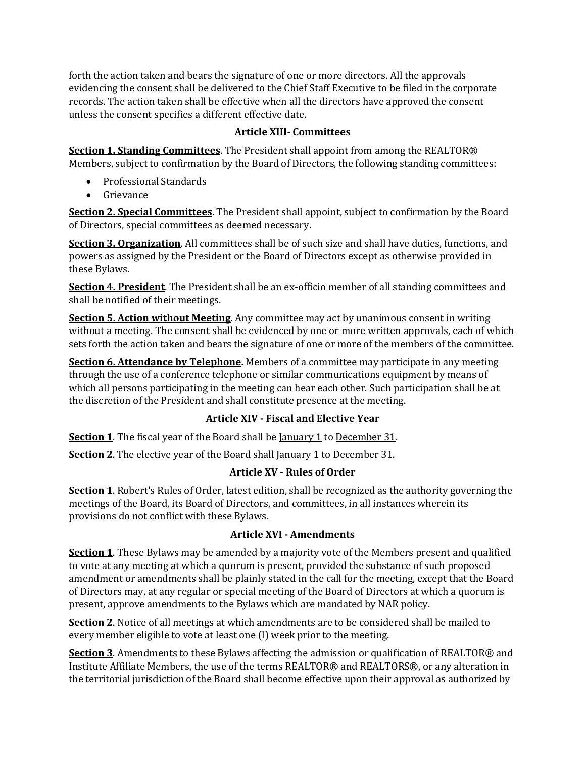forth the action taken and bears the signature of one or more directors. All the approvals evidencing the consent shall be delivered to the Chief Staff Executive to be filed in the corporate records. The action taken shall be effective when all the directors have approved the consent unless the consent specifies a different effective date.

## Article XIII- Committees

**Section 1. Standing Committees**. The President shall appoint from among the REALTOR® Members, subject to confirmation by the Board of Directors, the following standing committees:

- Professional Standards
- Grievance

**Section 2. Special Committees**. The President shall appoint, subject to confirmation by the Board of Directors, special committees as deemed necessary.

**Section 3. Organization**. All committees shall be of such size and shall have duties, functions, and powers as assigned by the President or the Board of Directors except as otherwise provided in these Bylaws.

**Section 4. President**. The President shall be an ex-officio member of all standing committees and shall be notified of their meetings.

**Section 5. Action without Meeting**. Any committee may act by unanimous consent in writing without a meeting. The consent shall be evidenced by one or more written approvals, each of which sets forth the action taken and bears the signature of one or more of the members of the committee.

**Section 6. Attendance by Telephone.** Members of a committee may participate in any meeting through the use of a conference telephone or similar communications equipment by means of which all persons participating in the meeting can hear each other. Such participation shall be at the discretion of the President and shall constitute presence at the meeting.

## Article XIV - Fiscal and Elective Year

**Section 1**. The fiscal year of the Board shall be January 1 to December 31.

**Section 2**. The elective year of the Board shall January 1 to December 31.

## Article XV - Rules of Order

**Section 1**. Robert's Rules of Order, latest edition, shall be recognized as the authority governing the meetings of the Board, its Board of Directors, and committees, in all instances wherein its provisions do not conflict with these Bylaws.

## Article XVI - Amendments

**Section 1**. These Bylaws may be amended by a majority vote of the Members present and qualified to vote at any meeting at which a quorum is present, provided the substance of such proposed amendment or amendments shall be plainly stated in the call for the meeting, except that the Board of Directors may, at any regular or special meeting of the Board of Directors at which a quorum is present, approve amendments to the Bylaws which are mandated by NAR policy.

**Section 2**. Notice of all meetings at which amendments are to be considered shall be mailed to every member eligible to vote at least one (l) week prior to the meeting.

**Section 3**. Amendments to these Bylaws affecting the admission or qualification of REALTOR® and Institute Affiliate Members, the use of the terms REALTOR® and REALTORS®, or any alteration in the territorial jurisdiction of the Board shall become effective upon their approval as authorized by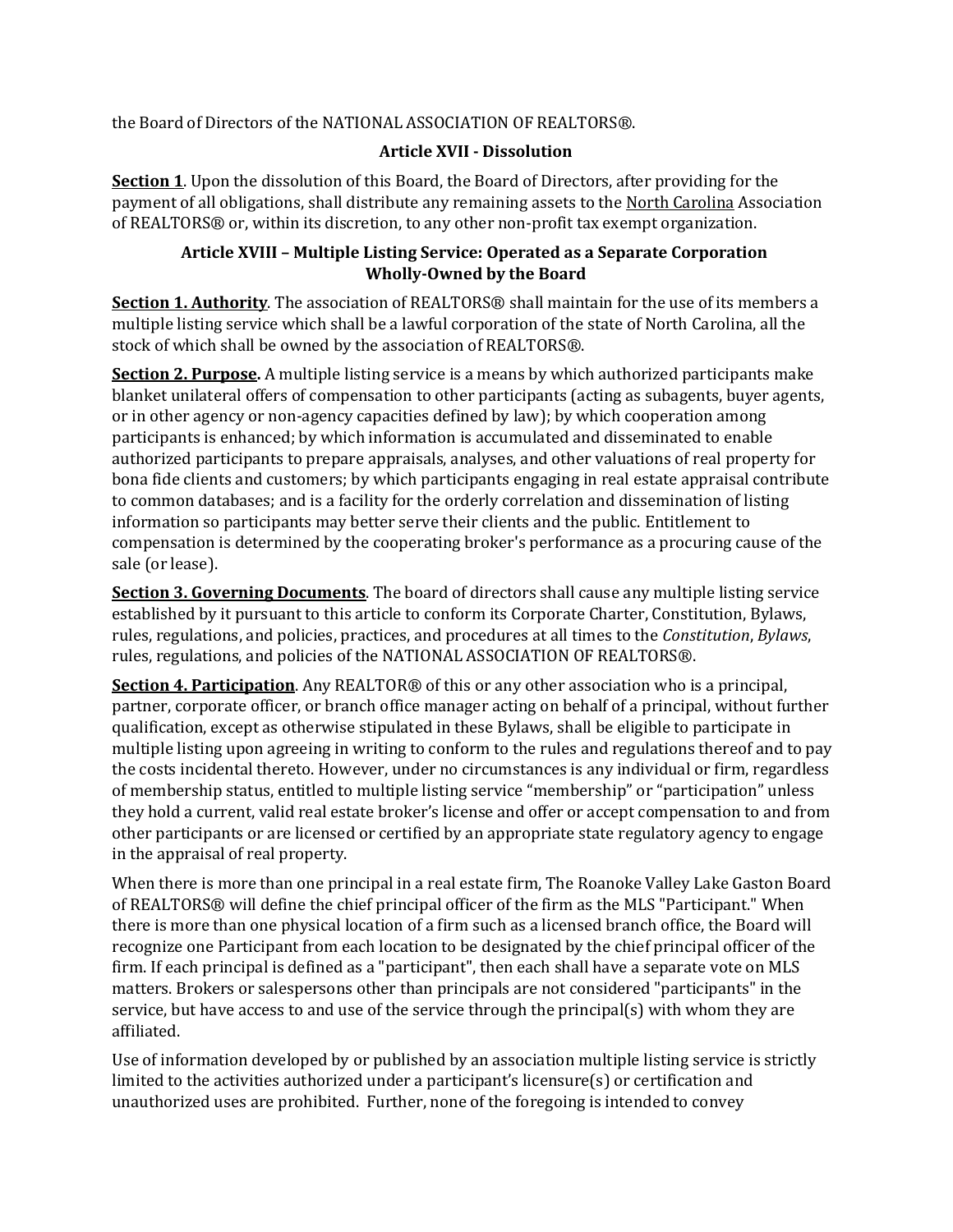the Board of Directors of the NATIONAL ASSOCIATION OF REALTORS®.

## Article XVII - Dissolution

**Section 1**. Upon the dissolution of this Board, the Board of Directors, after providing for the payment of all obligations, shall distribute any remaining assets to the North Carolina Association of REALTORS® or, within its discretion, to any other non-profit tax exempt organization.

## Article XVIII – Multiple Listing Service: Operated as a Separate Corporation Wholly-Owned by the Board

**Section 1. Authority**. The association of REALTORS® shall maintain for the use of its members a multiple listing service which shall be a lawful corporation of the state of North Carolina, all the stock of which shall be owned by the association of REALTORS®.

**Section 2. Purpose.** A multiple listing service is a means by which authorized participants make blanket unilateral offers of compensation to other participants (acting as subagents, buyer agents, or in other agency or non-agency capacities defined by law); by which cooperation among participants is enhanced; by which information is accumulated and disseminated to enable authorized participants to prepare appraisals, analyses, and other valuations of real property for bona fide clients and customers; by which participants engaging in real estate appraisal contribute to common databases; and is a facility for the orderly correlation and dissemination of listing information so participants may better serve their clients and the public. Entitlement to compensation is determined by the cooperating broker's performance as a procuring cause of the sale (or lease).

**Section 3. Governing Documents**. The board of directors shall cause any multiple listing service established by it pursuant to this article to conform its Corporate Charter, Constitution, Bylaws, rules, regulations, and policies, practices, and procedures at all times to the *Constitution*, *Bylaws*, rules, regulations, and policies of the NATIONAL ASSOCIATION OF REALTORS®.

**Section 4. Participation**. Any REALTOR® of this or any other association who is a principal, partner, corporate officer, or branch office manager acting on behalf of a principal, without further qualification, except as otherwise stipulated in these Bylaws, shall be eligible to participate in multiple listing upon agreeing in writing to conform to the rules and regulations thereof and to pay the costs incidental thereto. However, under no circumstances is any individual or firm, regardless of membership status, entitled to multiple listing service "membership" or "participation" unless they hold a current, valid real estate broker's license and offer or accept compensation to and from other participants or are licensed or certified by an appropriate state regulatory agency to engage in the appraisal of real property.

When there is more than one principal in a real estate firm, The Roanoke Valley Lake Gaston Board of REALTORS® will define the chief principal officer of the firm as the MLS "Participant." When there is more than one physical location of a firm such as a licensed branch office, the Board will recognize one Participant from each location to be designated by the chief principal officer of the firm. If each principal is defined as a "participant", then each shall have a separate vote on MLS matters. Brokers or salespersons other than principals are not considered "participants" in the service, but have access to and use of the service through the principal(s) with whom they are affiliated.

Use of information developed by or published by an association multiple listing service is strictly limited to the activities authorized under a participant's licensure(s) or certification and unauthorized uses are prohibited. Further, none of the foregoing is intended to convey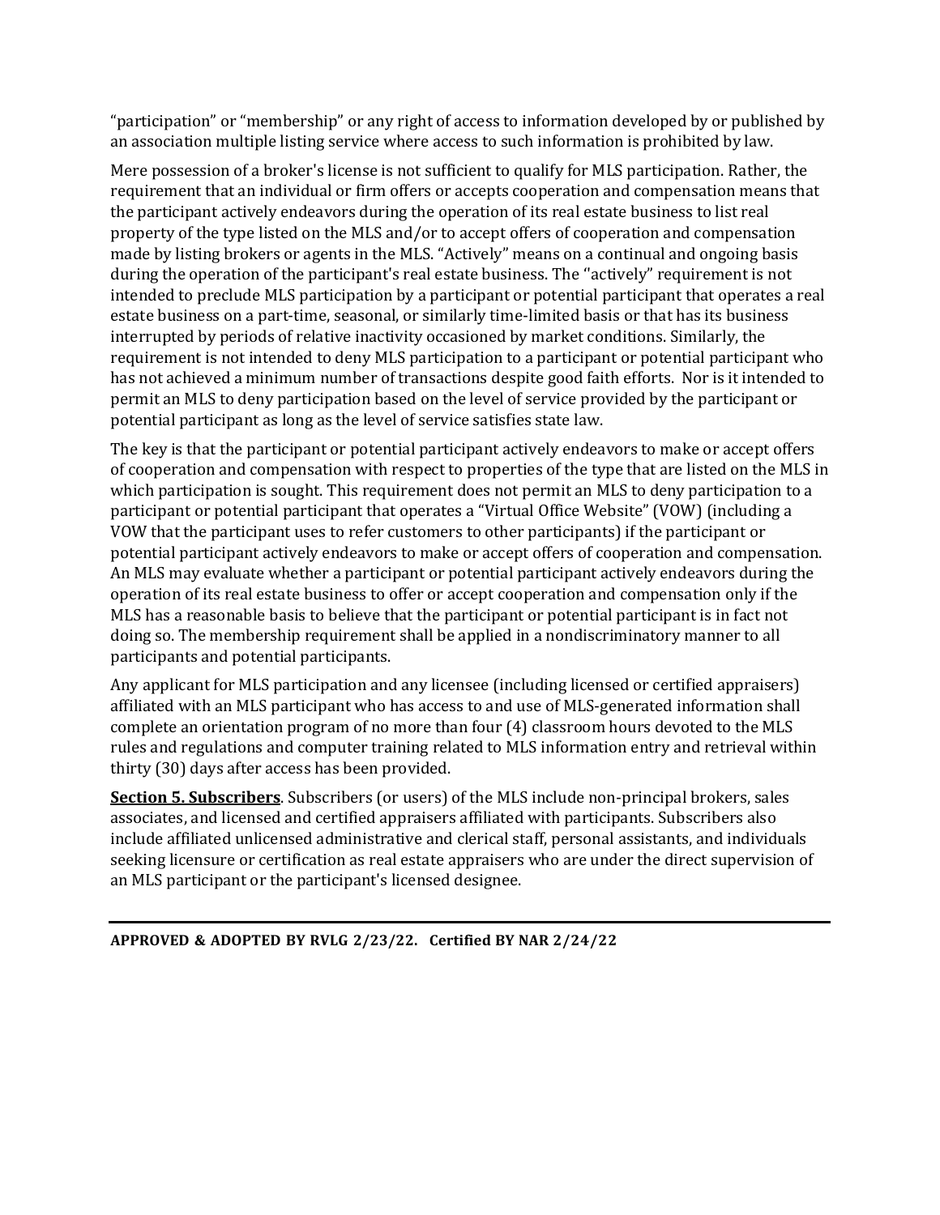"participation" or "membership" or any right of access to information developed by or published by an association multiple listing service where access to such information is prohibited by law.

Mere possession of a broker's license is not sufficient to qualify for MLS participation. Rather, the requirement that an individual or firm offers or accepts cooperation and compensation means that the participant actively endeavors during the operation of its real estate business to list real property of the type listed on the MLS and/or to accept offers of cooperation and compensation made by listing brokers or agents in the MLS. "Actively" means on a continual and ongoing basis during the operation of the participant's real estate business. The "actively" requirement is not intended to preclude MLS participation by a participant or potential participant that operates a real estate business on a part-time, seasonal, or similarly time-limited basis or that has its business interrupted by periods of relative inactivity occasioned by market conditions. Similarly, the requirement is not intended to deny MLS participation to a participant or potential participant who has not achieved a minimum number of transactions despite good faith efforts. Nor is it intended to permit an MLS to deny participation based on the level of service provided by the participant or potential participant as long as the level of service satisfies state law.

The key is that the participant or potential participant actively endeavors to make or accept offers of cooperation and compensation with respect to properties of the type that are listed on the MLS in which participation is sought. This requirement does not permit an MLS to deny participation to a participant or potential participant that operates a "Virtual Office Website" (VOW) (including a VOW that the participant uses to refer customers to other participants) if the participant or potential participant actively endeavors to make or accept offers of cooperation and compensation. An MLS may evaluate whether a participant or potential participant actively endeavors during the operation of its real estate business to offer or accept cooperation and compensation only if the MLS has a reasonable basis to believe that the participant or potential participant is in fact not doing so. The membership requirement shall be applied in a nondiscriminatory manner to all participants and potential participants.

Any applicant for MLS participation and any licensee (including licensed or certified appraisers) affiliated with an MLS participant who has access to and use of MLS-generated information shall complete an orientation program of no more than four (4) classroom hours devoted to the MLS rules and regulations and computer training related to MLS information entry and retrieval within thirty (30) days after access has been provided.

**Section 5. Subscribers**. Subscribers (or users) of the MLS include non-principal brokers, sales associates, and licensed and certified appraisers affiliated with participants. Subscribers also include affiliated unlicensed administrative and clerical staff, personal assistants, and individuals seeking licensure or certification as real estate appraisers who are under the direct supervision of an MLS participant or the participant's licensed designee.

---

**APPROVED & ADOPTED BY RVLG 2/23/22. Certified BY NAR 2/24/22**